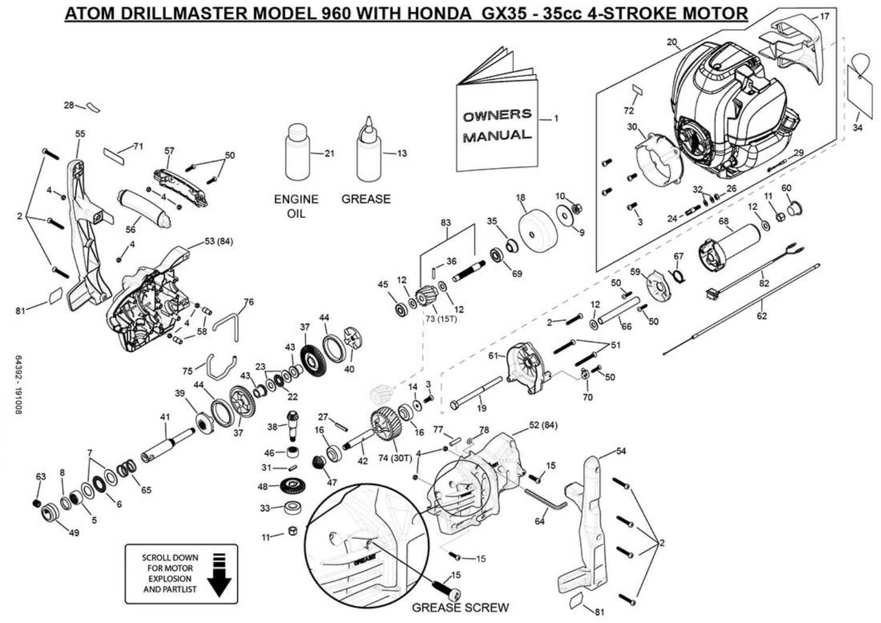# ATOM DRILLMASTER MODEL 960 WITH HONDA GX35 - 35cc 4-STROKE MOTOR

OWNERS MANUAL

ENGINE OIL

GREASE

GREASE SCREW

SCROLL DOWN FOR MOTOR EXPLOSION AND PARTLIST

64392 - 191008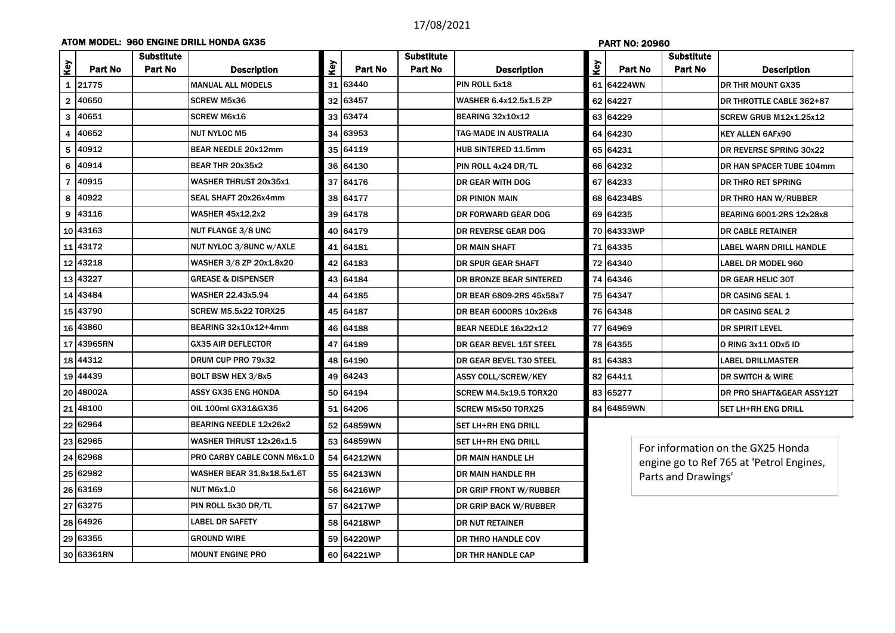17/08/2021

ATOM MODEL: 960 ENGINE DRILL HONDA GX35

PART NO: 20960

| Key | Part No | Substitute Part No | Description | Key | Part No | Substitute Part No | Description | Key | Part No | Substitute Part No | Description |
|---|---|---|---|---|---|---|---|---|---|---|---|
| 1 | 21775 | | MANUAL ALL MODELS | 31 | 63440 | | PIN ROLL 5x18 | 61 | 64224WN | | DR THR MOUNT GX35 |
| 2 | 40650 | | SCREW M5x36 | 32 | 63457 | | WASHER 6.4x12.5x1.5 ZP | 62 | 64227 | | DR THROTTLE CABLE 362+87 |
| 3 | 40651 | | SCREW M6x16 | 33 | 63474 | | BEARING 32x10x12 | 63 | 64229 | | SCREW GRUB M12x1.25x12 |
| 4 | 40652 | | NUT NYLOC M5 | 34 | 63953 | | TAG-MADE IN AUSTRALIA | 64 | 64230 | | KEY ALLEN 6AFx90 |
| 5 | 40912 | | BEAR NEEDLE 20x12mm | 35 | 64119 | | HUB SINTERED 11.5mm | 65 | 64231 | | DR REVERSE SPRING 30x22 |
| 6 | 40914 | | BEAR THR 20x35x2 | 36 | 64130 | | PIN ROLL 4x24 DR/TL | 66 | 64232 | | DR HAN SPACER TUBE 104mm |
| 7 | 40915 | | WASHER THRUST 20x35x1 | 37 | 64176 | | DR GEAR WITH DOG | 67 | 64233 | | DR THRO RET SPRING |
| 8 | 40922 | | SEAL SHAFT 20x26x4mm | 38 | 64177 | | DR PINION MAIN | 68 | 64234BS | | DR THRO HAN W/RUBBER |
| 9 | 43116 | | WASHER 45x12.2x2 | 39 | 64178 | | DR FORWARD GEAR DOG | 69 | 64235 | | BEARING 6001-2RS 12x28x8 |
| 10 | 43163 | | NUT FLANGE 3/8 UNC | 40 | 64179 | | DR REVERSE GEAR DOG | 70 | 64333WP | | DR CABLE RETAINER |
| 11 | 43172 | | NUT NYLOC 3/8UNC w/AXLE | 41 | 64181 | | DR MAIN SHAFT | 71 | 64335 | | LABEL WARN DRILL HANDLE |
| 12 | 43218 | | WASHER 3/8 ZP 20x1.8x20 | 42 | 64183 | | DR SPUR GEAR SHAFT | 72 | 64340 | | LABEL DR MODEL 960 |
| 13 | 43227 | | GREASE & DISPENSER | 43 | 64184 | | DR BRONZE BEAR SINTERED | 74 | 64346 | | DR GEAR HELIC 30T |
| 14 | 43484 | | WASHER 22.43x5.94 | 44 | 64185 | | DR BEAR 6809-2RS 45x58x7 | 75 | 64347 | | DR CASING SEAL 1 |
| 15 | 43790 | | SCREW M5.5x22 TORX25 | 45 | 64187 | | DR BEAR 6000RS 10x26x8 | 76 | 64348 | | DR CASING SEAL 2 |
| 16 | 43860 | | BEARING 32x10x12+4mm | 46 | 64188 | | BEAR NEEDLE 16x22x12 | 77 | 64969 | | DR SPIRIT LEVEL |
| 17 | 43965RN | | GX35 AIR DEFLECTOR | 47 | 64189 | | DR GEAR BEVEL 15T STEEL | 78 | 64355 | | O RING 3x11 ODx5 ID |
| 18 | 44312 | | DRUM CUP PRO 79x32 | 48 | 64190 | | DR GEAR BEVEL T30 STEEL | 81 | 64383 | | LABEL DRILLMASTER |
| 19 | 44439 | | BOLT BSW HEX 3/8x5 | 49 | 64243 | | ASSY COLL/SCREW/KEY | 82 | 64411 | | DR SWITCH & WIRE |
| 20 | 48002A | | ASSY GX35 ENG HONDA | 50 | 64194 | | SCREW M4.5x19.5 TORX20 | 83 | 65277 | | DR PRO SHAFT&GEAR ASSY12T |
| 21 | 48100 | | OIL 100ml GX31&GX35 | 51 | 64206 | | SCREW M5x50 TORX25 | 84 | 64859WN | | SET LH+RH ENG DRILL |
| 22 | 62964 | | BEARING NEEDLE 12x26x2 | 52 | 64859WN | | SET LH+RH ENG DRILL | | | | |
| 23 | 62965 | | WASHER THRUST 12x26x1.5 | 53 | 64859WN | | SET LH+RH ENG DRILL | | | | |
| 24 | 62968 | | PRO CARBY CABLE CONN M6x1.0 | 54 | 64212WN | | DR MAIN HANDLE LH | | | | |
| 25 | 62982 | | WASHER BEAR 31.8x18.5x1.6T | 55 | 64213WN | | DR MAIN HANDLE RH | | | | |
| 26 | 63169 | | NUT M6x1.0 | 56 | 64216WP | | DR GRIP FRONT W/RUBBER | | | | |
| 27 | 63275 | | PIN ROLL 5x30 DR/TL | 57 | 64217WP | | DR GRIP BACK W/RUBBER | | | | |
| 28 | 64926 | | LABEL DR SAFETY | 58 | 64218WP | | DR NUT RETAINER | | | | |
| 29 | 63355 | | GROUND WIRE | 59 | 64220WP | | DR THRO HANDLE COV | | | | |
| 30 | 63361RN | | MOUNT ENGINE PRO | 60 | 64221WP | | DR THR HANDLE CAP | | | | |

For information on the GX25 Honda engine go to Ref 765 at 'Petrol Engines, Parts and Drawings'